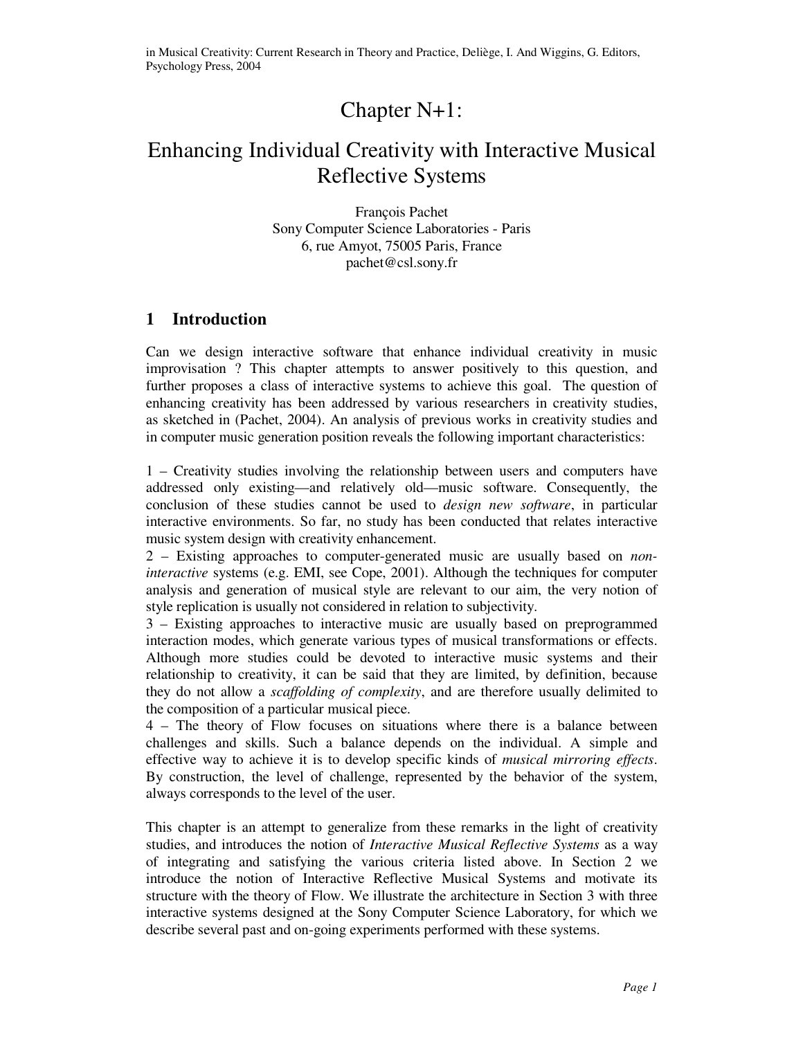in Musical Creativity: Current Research in Theory and Practice, Deliège, I. And Wiggins, G. Editors, Psychology Press, 2004

# Chapter N+1:

# Enhancing Individual Creativity with Interactive Musical Reflective Systems

François Pachet
Sony Computer Science Laboratories - Paris
6, rue Amyot, 75005 Paris, France
pachet@csl.sony.fr

## 1 Introduction

Can we design interactive software that enhance individual creativity in music improvisation ? This chapter attempts to answer positively to this question, and further proposes a class of interactive systems to achieve this goal. The question of enhancing creativity has been addressed by various researchers in creativity studies, as sketched in (Pachet, 2004). An analysis of previous works in creativity studies and in computer music generation position reveals the following important characteristics:

1 – Creativity studies involving the relationship between users and computers have addressed only existing—and relatively old—music software. Consequently, the conclusion of these studies cannot be used to *design new software*, in particular interactive environments. So far, no study has been conducted that relates interactive music system design with creativity enhancement.
2 – Existing approaches to computer-generated music are usually based on *non-interactive* systems (e.g. EMI, see Cope, 2001). Although the techniques for computer analysis and generation of musical style are relevant to our aim, the very notion of style replication is usually not considered in relation to subjectivity.
3 – Existing approaches to interactive music are usually based on preprogrammed interaction modes, which generate various types of musical transformations or effects. Although more studies could be devoted to interactive music systems and their relationship to creativity, it can be said that they are limited, by definition, because they do not allow a *scaffolding of complexity*, and are therefore usually delimited to the composition of a particular musical piece.
4 – The theory of Flow focuses on situations where there is a balance between challenges and skills. Such a balance depends on the individual. A simple and effective way to achieve it is to develop specific kinds of *musical mirroring effects*. By construction, the level of challenge, represented by the behavior of the system, always corresponds to the level of the user.

This chapter is an attempt to generalize from these remarks in the light of creativity studies, and introduces the notion of *Interactive Musical Reflective Systems* as a way of integrating and satisfying the various criteria listed above. In Section 2 we introduce the notion of Interactive Reflective Musical Systems and motivate its structure with the theory of Flow. We illustrate the architecture in Section 3 with three interactive systems designed at the Sony Computer Science Laboratory, for which we describe several past and on-going experiments performed with these systems.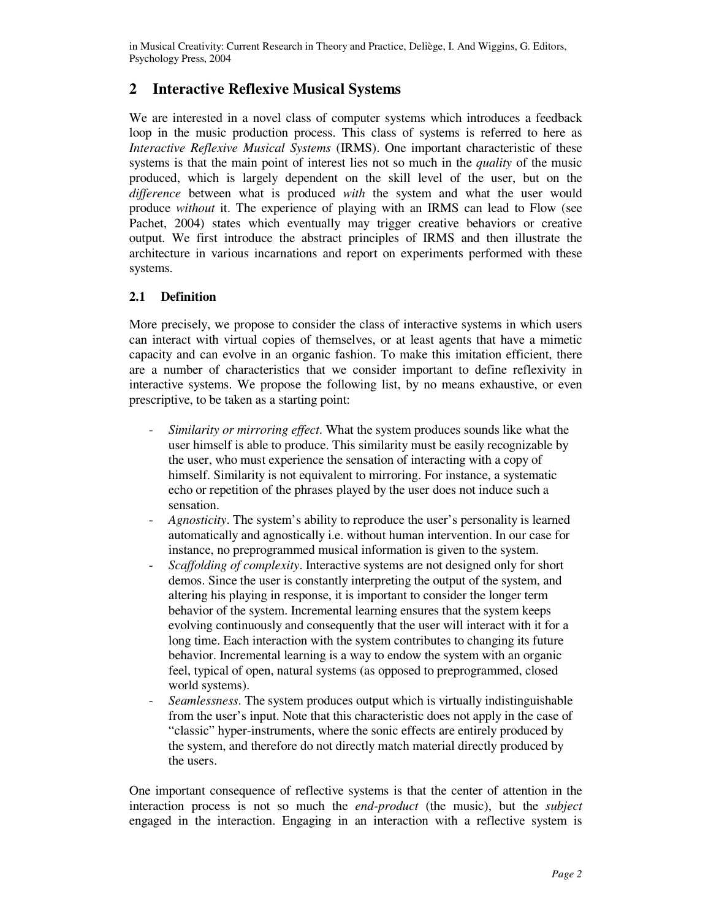## 2 Interactive Reflexive Musical Systems

We are interested in a novel class of computer systems which introduces a feedback loop in the music production process. This class of systems is referred to here as *Interactive Reflexive Musical Systems* (IRMS). One important characteristic of these systems is that the main point of interest lies not so much in the *quality* of the music produced, which is largely dependent on the skill level of the user, but on the *difference* between what is produced *with* the system and what the user would produce *without* it. The experience of playing with an IRMS can lead to Flow (see Pachet, 2004) states which eventually may trigger creative behaviors or creative output. We first introduce the abstract principles of IRMS and then illustrate the architecture in various incarnations and report on experiments performed with these systems.

### 2.1 Definition

More precisely, we propose to consider the class of interactive systems in which users can interact with virtual copies of themselves, or at least agents that have a mimetic capacity and can evolve in an organic fashion. To make this imitation efficient, there are a number of characteristics that we consider important to define reflexivity in interactive systems. We propose the following list, by no means exhaustive, or even prescriptive, to be taken as a starting point:

- *Similarity or mirroring effect*. What the system produces sounds like what the user himself is able to produce. This similarity must be easily recognizable by the user, who must experience the sensation of interacting with a copy of himself. Similarity is not equivalent to mirroring. For instance, a systematic echo or repetition of the phrases played by the user does not induce such a sensation.
- *Agnosticity*. The system's ability to reproduce the user's personality is learned automatically and agnostically i.e. without human intervention. In our case for instance, no preprogrammed musical information is given to the system.
- *Scaffolding of complexity*. Interactive systems are not designed only for short demos. Since the user is constantly interpreting the output of the system, and altering his playing in response, it is important to consider the longer term behavior of the system. Incremental learning ensures that the system keeps evolving continuously and consequently that the user will interact with it for a long time. Each interaction with the system contributes to changing its future behavior. Incremental learning is a way to endow the system with an organic feel, typical of open, natural systems (as opposed to preprogrammed, closed world systems).
- *Seamlessness*. The system produces output which is virtually indistinguishable from the user's input. Note that this characteristic does not apply in the case of "classic" hyper-instruments, where the sonic effects are entirely produced by the system, and therefore do not directly match material directly produced by the users.

One important consequence of reflective systems is that the center of attention in the interaction process is not so much the *end-product* (the music), but the *subject* engaged in the interaction. Engaging in an interaction with a reflective system is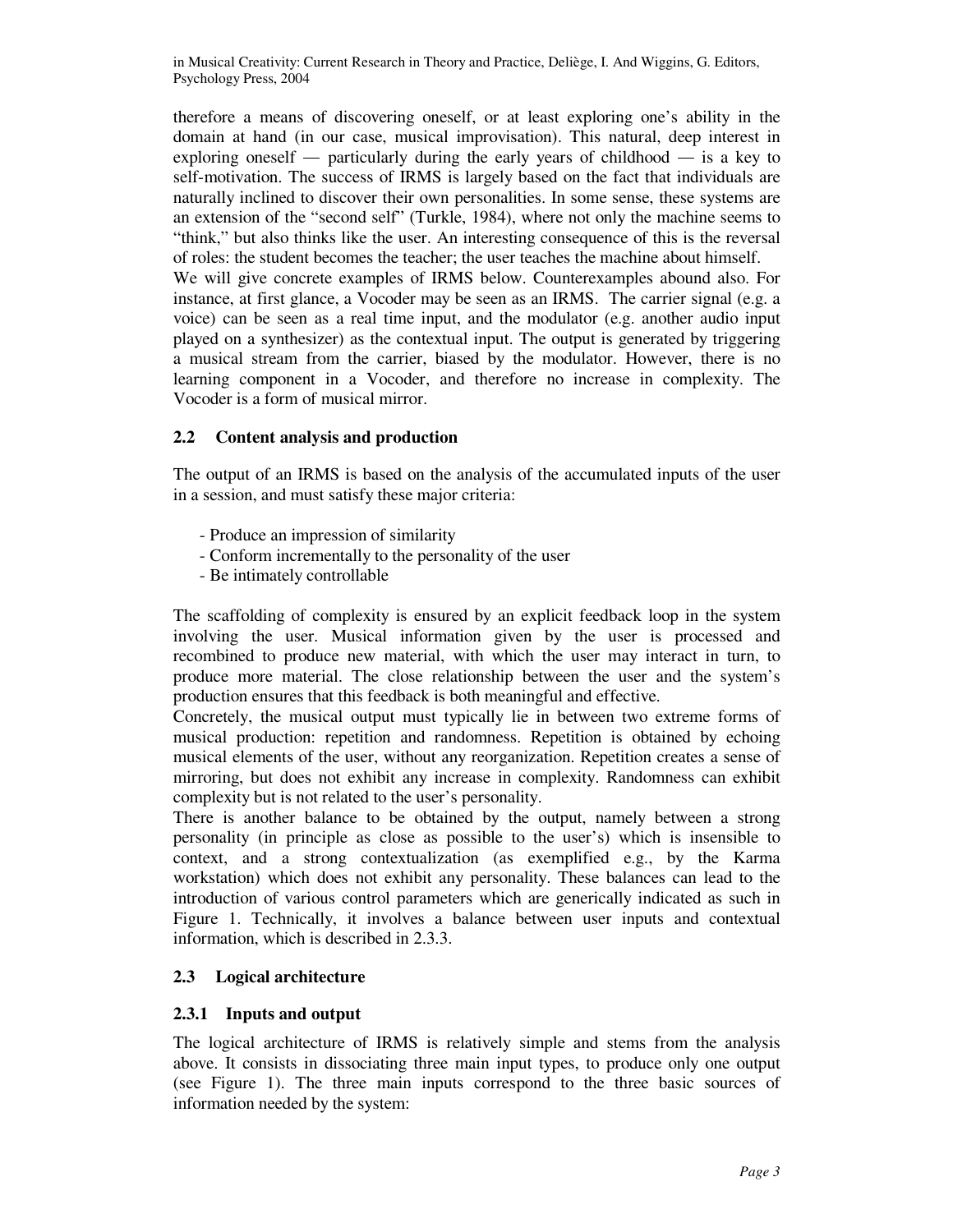therefore a means of discovering oneself, or at least exploring one's ability in the domain at hand (in our case, musical improvisation). This natural, deep interest in exploring oneself — particularly during the early years of childhood — is a key to self-motivation. The success of IRMS is largely based on the fact that individuals are naturally inclined to discover their own personalities. In some sense, these systems are an extension of the "second self" (Turkle, 1984), where not only the machine seems to "think," but also thinks like the user. An interesting consequence of this is the reversal of roles: the student becomes the teacher; the user teaches the machine about himself.

We will give concrete examples of IRMS below. Counterexamples abound also. For instance, at first glance, a Vocoder may be seen as an IRMS. The carrier signal (e.g. a voice) can be seen as a real time input, and the modulator (e.g. another audio input played on a synthesizer) as the contextual input. The output is generated by triggering a musical stream from the carrier, biased by the modulator. However, there is no learning component in a Vocoder, and therefore no increase in complexity. The Vocoder is a form of musical mirror.

### 2.2 Content analysis and production

The output of an IRMS is based on the analysis of the accumulated inputs of the user in a session, and must satisfy these major criteria:

- Produce an impression of similarity
- Conform incrementally to the personality of the user
- Be intimately controllable

The scaffolding of complexity is ensured by an explicit feedback loop in the system involving the user. Musical information given by the user is processed and recombined to produce new material, with which the user may interact in turn, to produce more material. The close relationship between the user and the system's production ensures that this feedback is both meaningful and effective.

Concretely, the musical output must typically lie in between two extreme forms of musical production: repetition and randomness. Repetition is obtained by echoing musical elements of the user, without any reorganization. Repetition creates a sense of mirroring, but does not exhibit any increase in complexity. Randomness can exhibit complexity but is not related to the user's personality.

There is another balance to be obtained by the output, namely between a strong personality (in principle as close as possible to the user's) which is insensible to context, and a strong contextualization (as exemplified e.g., by the Karma workstation) which does not exhibit any personality. These balances can lead to the introduction of various control parameters which are generically indicated as such in Figure 1. Technically, it involves a balance between user inputs and contextual information, which is described in 2.3.3.

### 2.3 Logical architecture

#### 2.3.1 Inputs and output

The logical architecture of IRMS is relatively simple and stems from the analysis above. It consists in dissociating three main input types, to produce only one output (see Figure 1). The three main inputs correspond to the three basic sources of information needed by the system: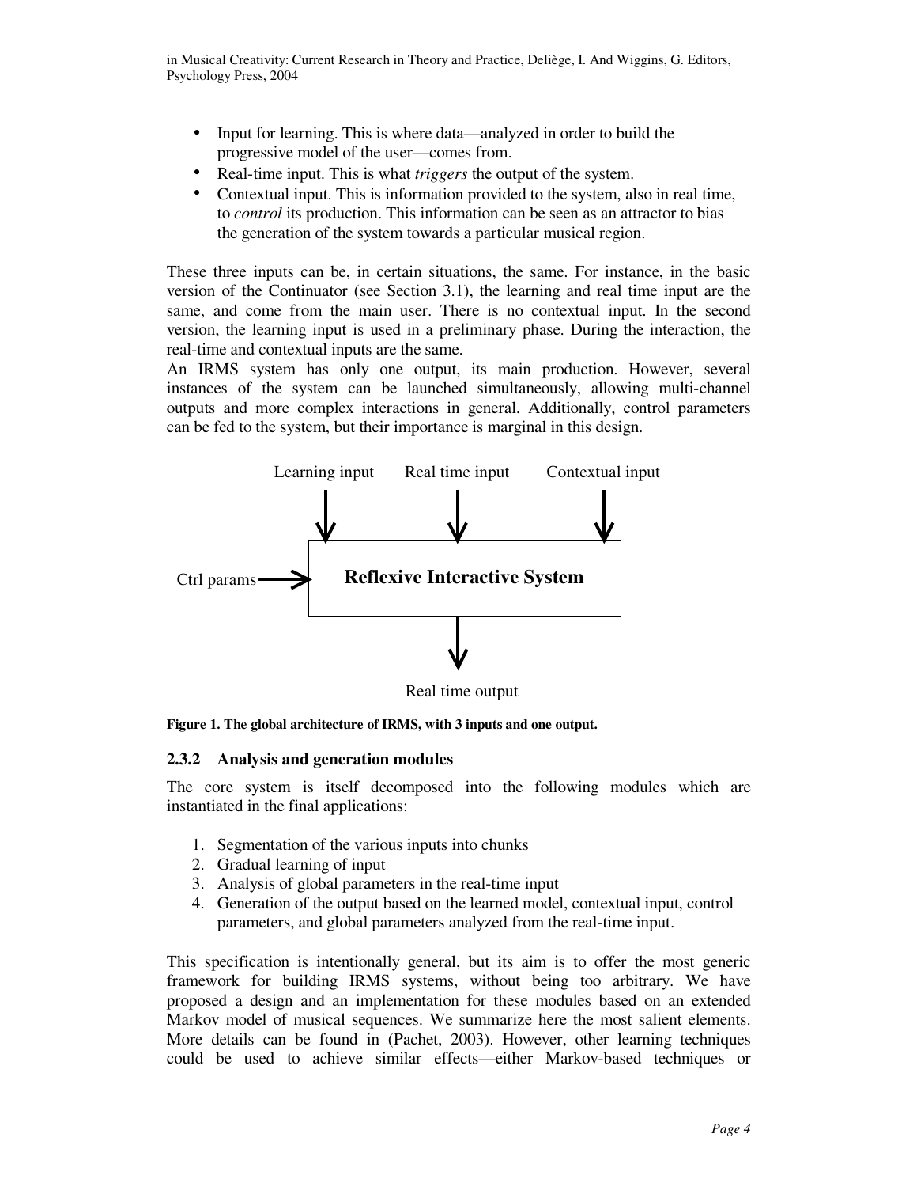- Input for learning. This is where data—analyzed in order to build the progressive model of the user—comes from.
- Real-time input. This is what *triggers* the output of the system.
- Contextual input. This is information provided to the system, also in real time, to *control* its production. This information can be seen as an attractor to bias the generation of the system towards a particular musical region.

These three inputs can be, in certain situations, the same. For instance, in the basic version of the Continuator (see Section 3.1), the learning and real time input are the same, and come from the main user. There is no contextual input. In the second version, the learning input is used in a preliminary phase. During the interaction, the real-time and contextual inputs are the same.

An IRMS system has only one output, its main production. However, several instances of the system can be launched simultaneously, allowing multi-channel outputs and more complex interactions in general. Additionally, control parameters can be fed to the system, but their importance is marginal in this design.

Learning input    Real time input    Contextual input

Ctrl params → **Reflexive Interactive System**

Real time output

**Figure 1. The global architecture of IRMS, with 3 inputs and one output.**

### 2.3.2 Analysis and generation modules

The core system is itself decomposed into the following modules which are instantiated in the final applications:

1. Segmentation of the various inputs into chunks
2. Gradual learning of input
3. Analysis of global parameters in the real-time input
4. Generation of the output based on the learned model, contextual input, control parameters, and global parameters analyzed from the real-time input.

This specification is intentionally general, but its aim is to offer the most generic framework for building IRMS systems, without being too arbitrary. We have proposed a design and an implementation for these modules based on an extended Markov model of musical sequences. We summarize here the most salient elements. More details can be found in (Pachet, 2003). However, other learning techniques could be used to achieve similar effects—either Markov-based techniques or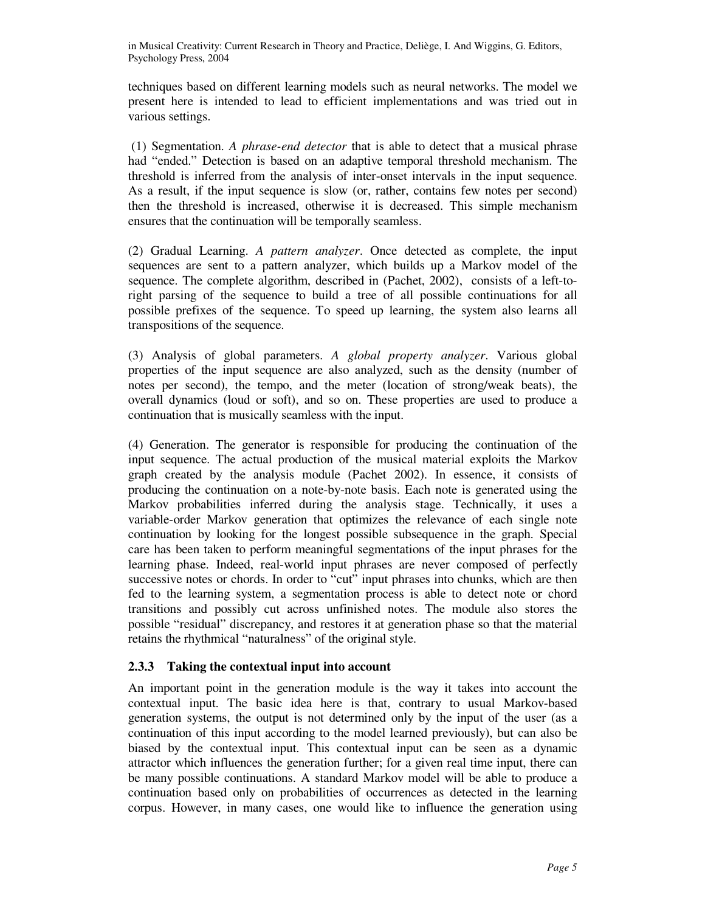techniques based on different learning models such as neural networks. The model we present here is intended to lead to efficient implementations and was tried out in various settings.

(1) Segmentation. *A phrase-end detector* that is able to detect that a musical phrase had "ended." Detection is based on an adaptive temporal threshold mechanism. The threshold is inferred from the analysis of inter-onset intervals in the input sequence. As a result, if the input sequence is slow (or, rather, contains few notes per second) then the threshold is increased, otherwise it is decreased. This simple mechanism ensures that the continuation will be temporally seamless.

(2) Gradual Learning. *A pattern analyzer*. Once detected as complete, the input sequences are sent to a pattern analyzer, which builds up a Markov model of the sequence. The complete algorithm, described in (Pachet, 2002), consists of a left-to-right parsing of the sequence to build a tree of all possible continuations for all possible prefixes of the sequence. To speed up learning, the system also learns all transpositions of the sequence.

(3) Analysis of global parameters. *A global property analyzer*. Various global properties of the input sequence are also analyzed, such as the density (number of notes per second), the tempo, and the meter (location of strong/weak beats), the overall dynamics (loud or soft), and so on. These properties are used to produce a continuation that is musically seamless with the input.

(4) Generation. The generator is responsible for producing the continuation of the input sequence. The actual production of the musical material exploits the Markov graph created by the analysis module (Pachet 2002). In essence, it consists of producing the continuation on a note-by-note basis. Each note is generated using the Markov probabilities inferred during the analysis stage. Technically, it uses a variable-order Markov generation that optimizes the relevance of each single note continuation by looking for the longest possible subsequence in the graph. Special care has been taken to perform meaningful segmentations of the input phrases for the learning phase. Indeed, real-world input phrases are never composed of perfectly successive notes or chords. In order to "cut" input phrases into chunks, which are then fed to the learning system, a segmentation process is able to detect note or chord transitions and possibly cut across unfinished notes. The module also stores the possible "residual" discrepancy, and restores it at generation phase so that the material retains the rhythmical "naturalness" of the original style.

### 2.3.3 Taking the contextual input into account

An important point in the generation module is the way it takes into account the contextual input. The basic idea here is that, contrary to usual Markov-based generation systems, the output is not determined only by the input of the user (as a continuation of this input according to the model learned previously), but can also be biased by the contextual input. This contextual input can be seen as a dynamic attractor which influences the generation further; for a given real time input, there can be many possible continuations. A standard Markov model will be able to produce a continuation based only on probabilities of occurrences as detected in the learning corpus. However, in many cases, one would like to influence the generation using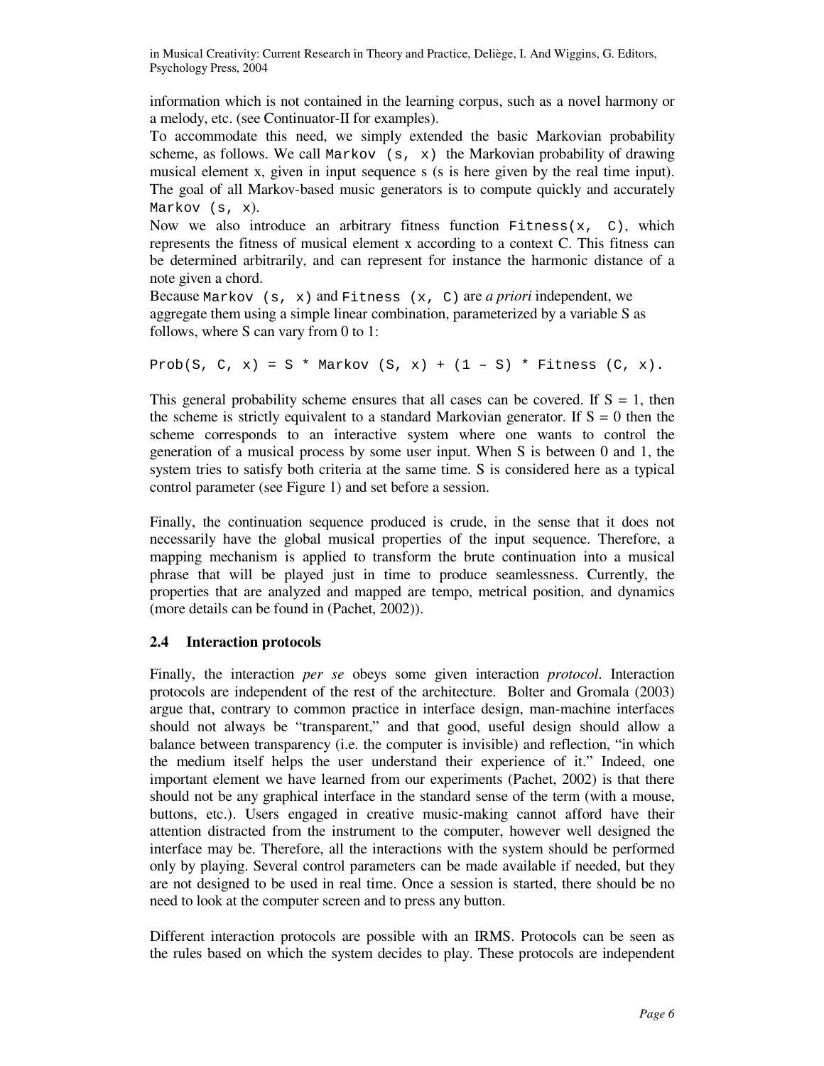information which is not contained in the learning corpus, such as a novel harmony or a melody, etc. (see Continuator-II for examples).

To accommodate this need, we simply extended the basic Markovian probability scheme, as follows. We call `Markov (s, x)` the Markovian probability of drawing musical element x, given in input sequence s (s is here given by the real time input). The goal of all Markov-based music generators is to compute quickly and accurately `Markov (s, x)`.

Now we also introduce an arbitrary fitness function `Fitness(x, C)`, which represents the fitness of musical element x according to a context C. This fitness can be determined arbitrarily, and can represent for instance the harmonic distance of a note given a chord.

Because `Markov (s, x)` and `Fitness (x, C)` are *a priori* independent, we aggregate them using a simple linear combination, parameterized by a variable S as follows, where S can vary from 0 to 1:

```
Prob(S, C, x) = S * Markov (S, x) + (1 – S) * Fitness (C, x).
```

This general probability scheme ensures that all cases can be covered. If S = 1, then the scheme is strictly equivalent to a standard Markovian generator. If S = 0 then the scheme corresponds to an interactive system where one wants to control the generation of a musical process by some user input. When S is between 0 and 1, the system tries to satisfy both criteria at the same time. S is considered here as a typical control parameter (see Figure 1) and set before a session.

Finally, the continuation sequence produced is crude, in the sense that it does not necessarily have the global musical properties of the input sequence. Therefore, a mapping mechanism is applied to transform the brute continuation into a musical phrase that will be played just in time to produce seamlessness. Currently, the properties that are analyzed and mapped are tempo, metrical position, and dynamics (more details can be found in (Pachet, 2002)).

### 2.4 Interaction protocols

Finally, the interaction *per se* obeys some given interaction *protocol*. Interaction protocols are independent of the rest of the architecture. Bolter and Gromala (2003) argue that, contrary to common practice in interface design, man-machine interfaces should not always be "transparent," and that good, useful design should allow a balance between transparency (i.e. the computer is invisible) and reflection, "in which the medium itself helps the user understand their experience of it." Indeed, one important element we have learned from our experiments (Pachet, 2002) is that there should not be any graphical interface in the standard sense of the term (with a mouse, buttons, etc.). Users engaged in creative music-making cannot afford have their attention distracted from the instrument to the computer, however well designed the interface may be. Therefore, all the interactions with the system should be performed only by playing. Several control parameters can be made available if needed, but they are not designed to be used in real time. Once a session is started, there should be no need to look at the computer screen and to press any button.

Different interaction protocols are possible with an IRMS. Protocols can be seen as the rules based on which the system decides to play. These protocols are independent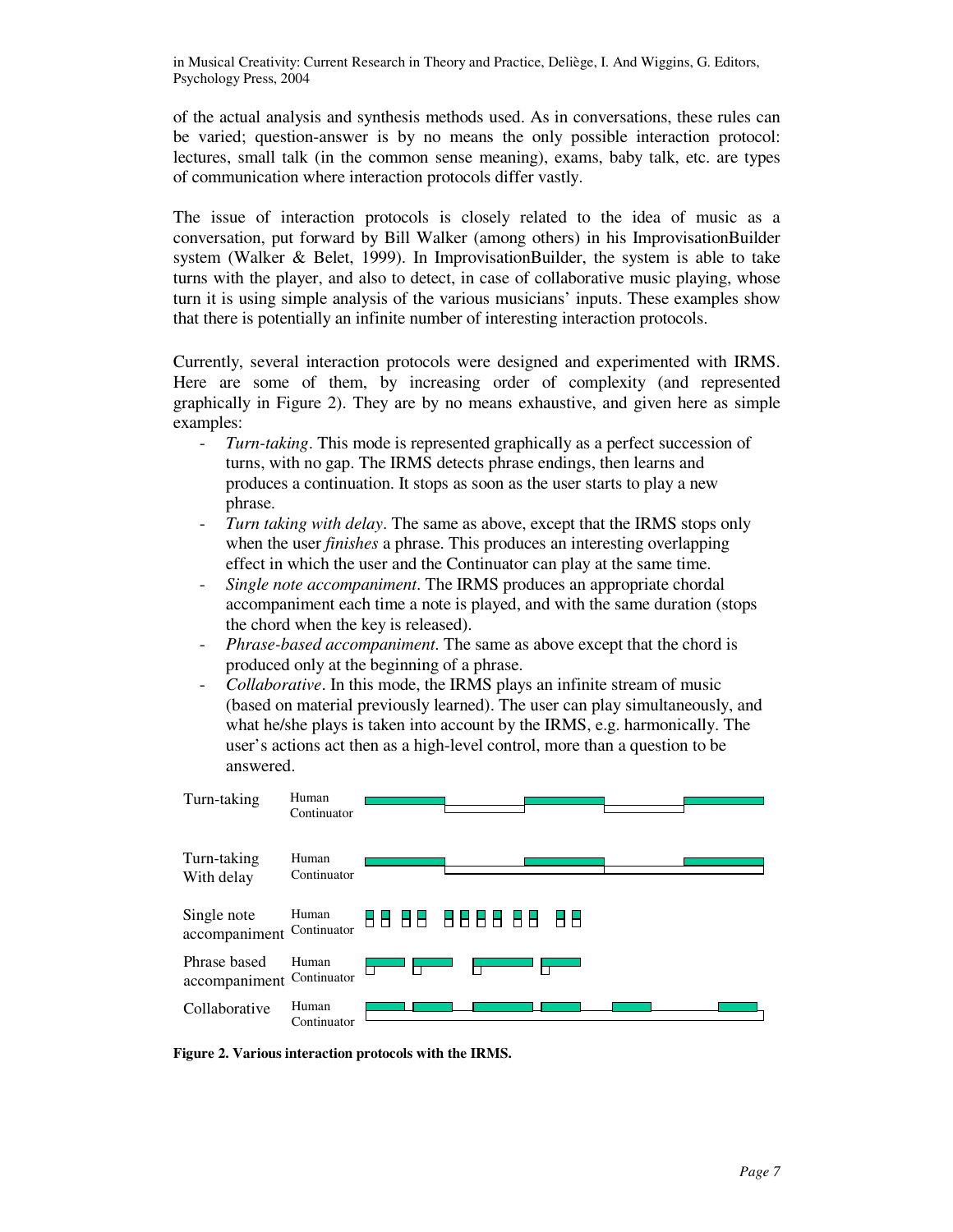of the actual analysis and synthesis methods used. As in conversations, these rules can be varied; question-answer is by no means the only possible interaction protocol: lectures, small talk (in the common sense meaning), exams, baby talk, etc. are types of communication where interaction protocols differ vastly.

The issue of interaction protocols is closely related to the idea of music as a conversation, put forward by Bill Walker (among others) in his ImprovisationBuilder system (Walker & Belet, 1999). In ImprovisationBuilder, the system is able to take turns with the player, and also to detect, in case of collaborative music playing, whose turn it is using simple analysis of the various musicians' inputs. These examples show that there is potentially an infinite number of interesting interaction protocols.

Currently, several interaction protocols were designed and experimented with IRMS. Here are some of them, by increasing order of complexity (and represented graphically in Figure 2). They are by no means exhaustive, and given here as simple examples:

- *Turn-taking*. This mode is represented graphically as a perfect succession of turns, with no gap. The IRMS detects phrase endings, then learns and produces a continuation. It stops as soon as the user starts to play a new phrase.
- *Turn taking with delay*. The same as above, except that the IRMS stops only when the user *finishes* a phrase. This produces an interesting overlapping effect in which the user and the Continuator can play at the same time.
- *Single note accompaniment*. The IRMS produces an appropriate chordal accompaniment each time a note is played, and with the same duration (stops the chord when the key is released).
- *Phrase-based accompaniment*. The same as above except that the chord is produced only at the beginning of a phrase.
- *Collaborative*. In this mode, the IRMS plays an infinite stream of music (based on material previously learned). The user can play simultaneously, and what he/she plays is taken into account by the IRMS, e.g. harmonically. The user's actions act then as a high-level control, more than a question to be answered.

| | |
|---|---|
| Turn-taking | Human / Continuator |
| Turn-taking With delay | Human / Continuator |
| Single note accompaniment | Human / Continuator |
| Phrase based accompaniment | Human / Continuator |
| Collaborative | Human / Continuator |

**Figure 2. Various interaction protocols with the IRMS.**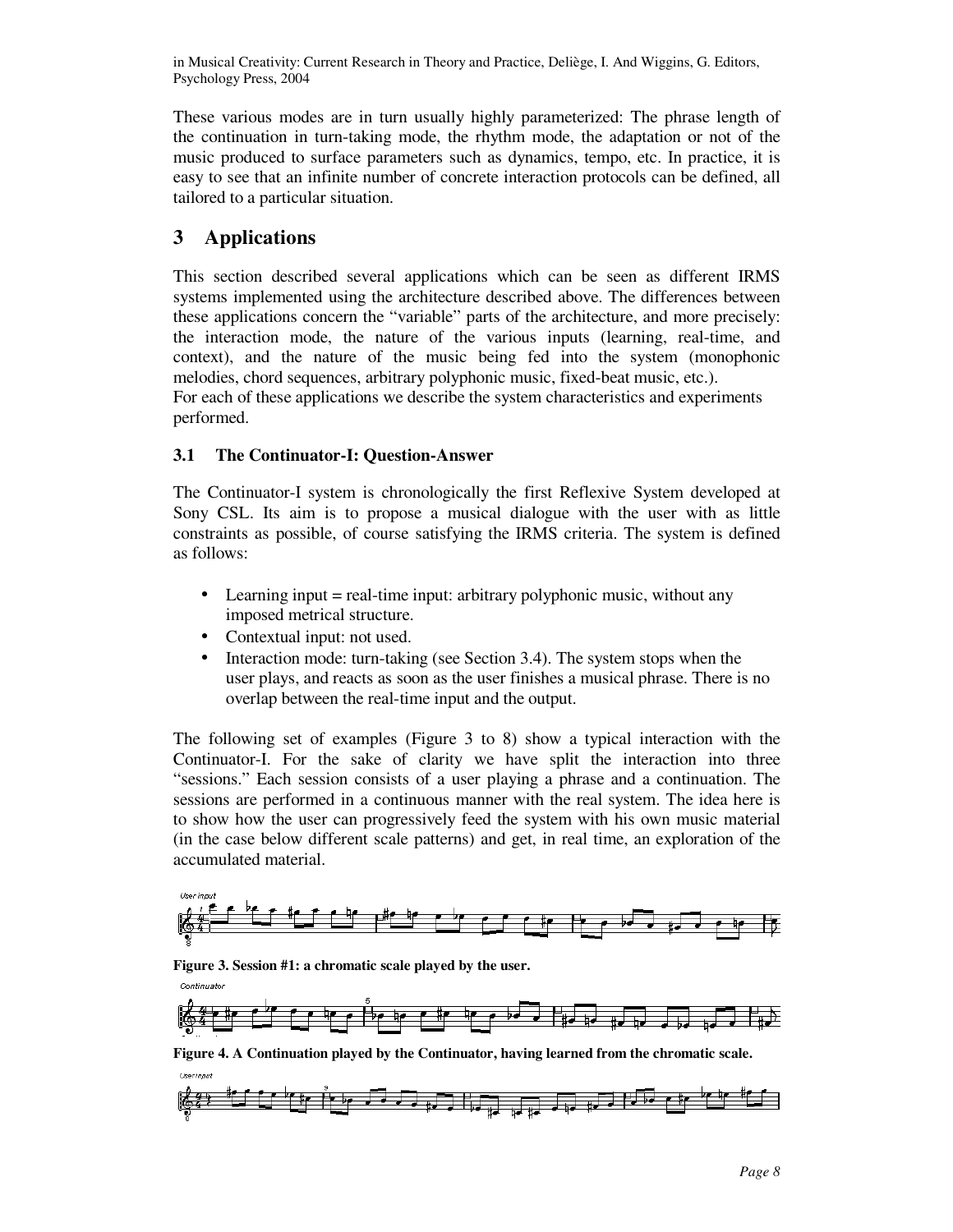These various modes are in turn usually highly parameterized: The phrase length of the continuation in turn-taking mode, the rhythm mode, the adaptation or not of the music produced to surface parameters such as dynamics, tempo, etc. In practice, it is easy to see that an infinite number of concrete interaction protocols can be defined, all tailored to a particular situation.

# 3 Applications

This section described several applications which can be seen as different IRMS systems implemented using the architecture described above. The differences between these applications concern the "variable" parts of the architecture, and more precisely: the interaction mode, the nature of the various inputs (learning, real-time, and context), and the nature of the music being fed into the system (monophonic melodies, chord sequences, arbitrary polyphonic music, fixed-beat music, etc.).
For each of these applications we describe the system characteristics and experiments performed.

## 3.1 The Continuator-I: Question-Answer

The Continuator-I system is chronologically the first Reflexive System developed at Sony CSL. Its aim is to propose a musical dialogue with the user with as little constraints as possible, of course satisfying the IRMS criteria. The system is defined as follows:

- Learning input = real-time input: arbitrary polyphonic music, without any imposed metrical structure.
- Contextual input: not used.
- Interaction mode: turn-taking (see Section 3.4). The system stops when the user plays, and reacts as soon as the user finishes a musical phrase. There is no overlap between the real-time input and the output.

The following set of examples (Figure 3 to 8) show a typical interaction with the Continuator-I. For the sake of clarity we have split the interaction into three "sessions." Each session consists of a user playing a phrase and a continuation. The sessions are performed in a continuous manner with the real system. The idea here is to show how the user can progressively feed the system with his own music material (in the case below different scale patterns) and get, in real time, an exploration of the accumulated material.

**Figure 3. Session #1: a chromatic scale played by the user.**

**Figure 4. A Continuation played by the Continuator, having learned from the chromatic scale.**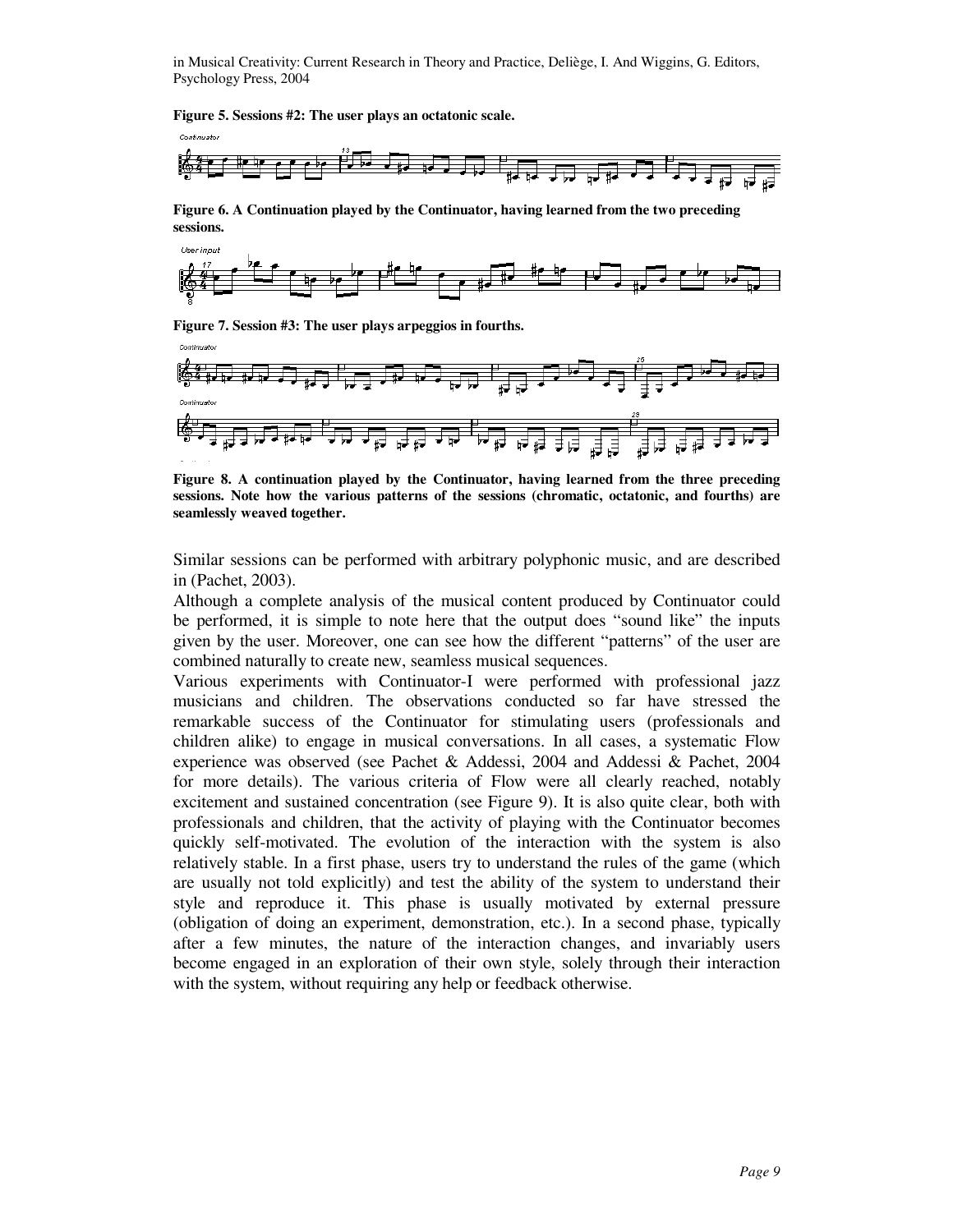**Figure 5. Sessions #2: The user plays an octatonic scale.**

**Figure 6. A Continuation played by the Continuator, having learned from the two preceding sessions.**

**Figure 7. Session #3: The user plays arpeggios in fourths.**

**Figure 8. A continuation played by the Continuator, having learned from the three preceding sessions. Note how the various patterns of the sessions (chromatic, octatonic, and fourths) are seamlessly weaved together.**

Similar sessions can be performed with arbitrary polyphonic music, and are described in (Pachet, 2003).

Although a complete analysis of the musical content produced by Continuator could be performed, it is simple to note here that the output does "sound like" the inputs given by the user. Moreover, one can see how the different "patterns" of the user are combined naturally to create new, seamless musical sequences.

Various experiments with Continuator-I were performed with professional jazz musicians and children. The observations conducted so far have stressed the remarkable success of the Continuator for stimulating users (professionals and children alike) to engage in musical conversations. In all cases, a systematic Flow experience was observed (see Pachet & Addessi, 2004 and Addessi & Pachet, 2004 for more details). The various criteria of Flow were all clearly reached, notably excitement and sustained concentration (see Figure 9). It is also quite clear, both with professionals and children, that the activity of playing with the Continuator becomes quickly self-motivated. The evolution of the interaction with the system is also relatively stable. In a first phase, users try to understand the rules of the game (which are usually not told explicitly) and test the ability of the system to understand their style and reproduce it. This phase is usually motivated by external pressure (obligation of doing an experiment, demonstration, etc.). In a second phase, typically after a few minutes, the nature of the interaction changes, and invariably users become engaged in an exploration of their own style, solely through their interaction with the system, without requiring any help or feedback otherwise.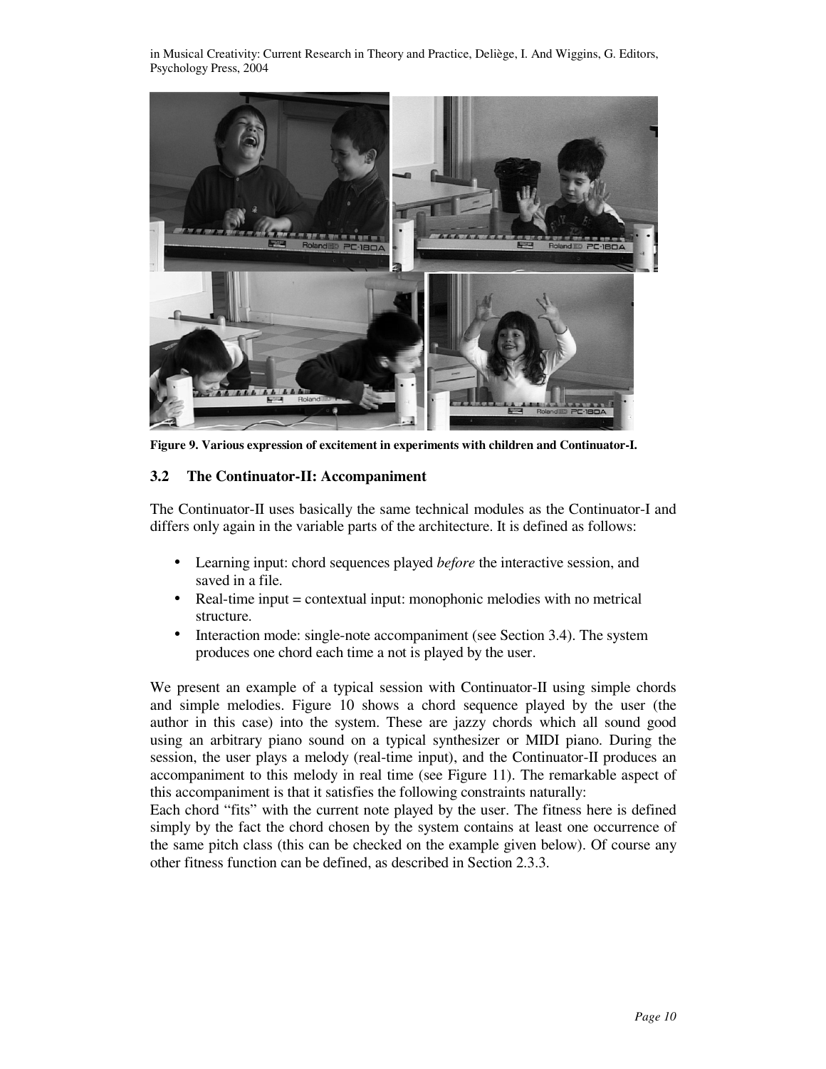Figure 9. Various expression of excitement in experiments with children and Continuator-I.

### 3.2 The Continuator-II: Accompaniment

The Continuator-II uses basically the same technical modules as the Continuator-I and differs only again in the variable parts of the architecture. It is defined as follows:

- Learning input: chord sequences played *before* the interactive session, and saved in a file.
- Real-time input = contextual input: monophonic melodies with no metrical structure.
- Interaction mode: single-note accompaniment (see Section 3.4). The system produces one chord each time a not is played by the user.

We present an example of a typical session with Continuator-II using simple chords and simple melodies. Figure 10 shows a chord sequence played by the user (the author in this case) into the system. These are jazzy chords which all sound good using an arbitrary piano sound on a typical synthesizer or MIDI piano. During the session, the user plays a melody (real-time input), and the Continuator-II produces an accompaniment to this melody in real time (see Figure 11). The remarkable aspect of this accompaniment is that it satisfies the following constraints naturally:

Each chord "fits" with the current note played by the user. The fitness here is defined simply by the fact the chord chosen by the system contains at least one occurrence of the same pitch class (this can be checked on the example given below). Of course any other fitness function can be defined, as described in Section 2.3.3.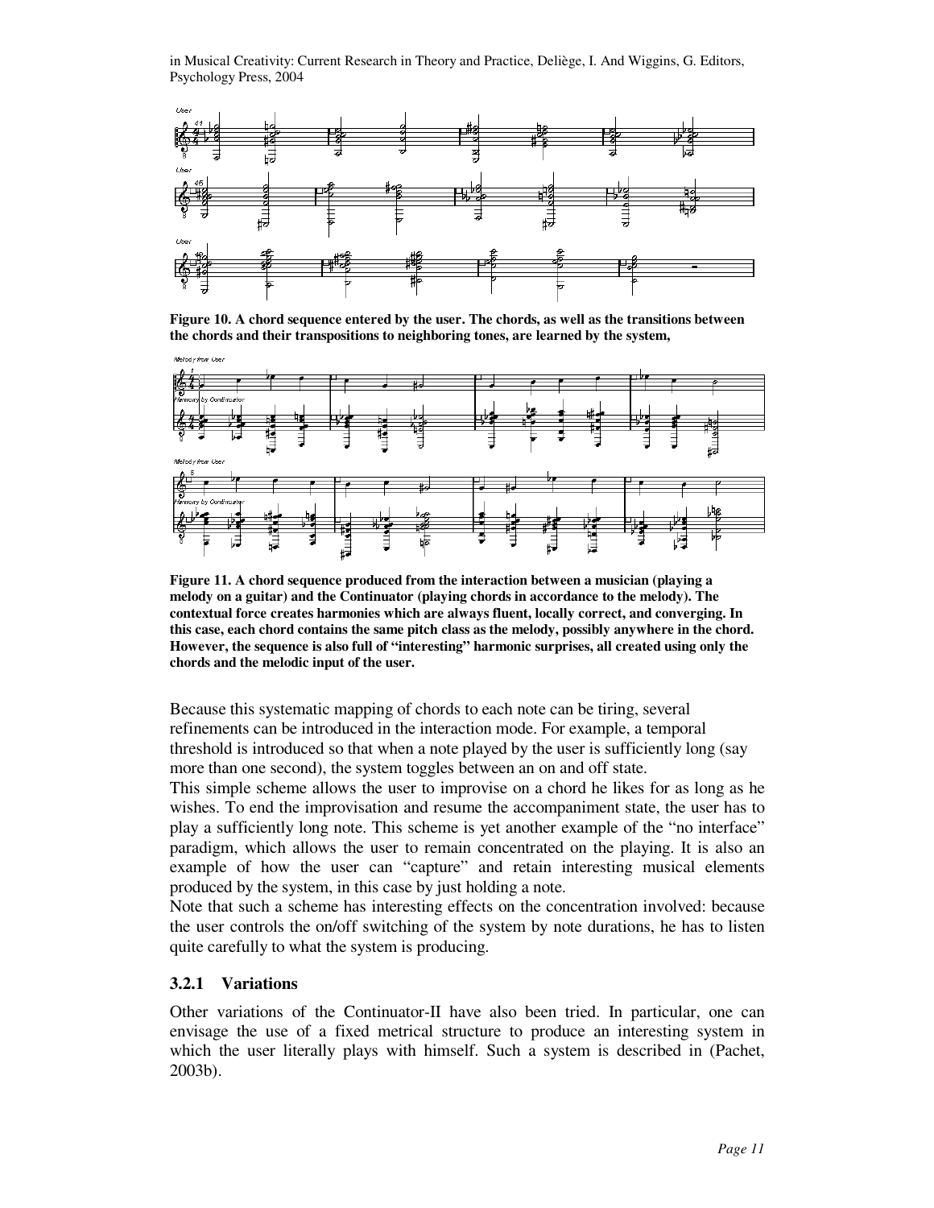**Figure 10. A chord sequence entered by the user. The chords, as well as the transitions between the chords and their transpositions to neighboring tones, are learned by the system,**

**Figure 11. A chord sequence produced from the interaction between a musician (playing a melody on a guitar) and the Continuator (playing chords in accordance to the melody). The contextual force creates harmonies which are always fluent, locally correct, and converging. In this case, each chord contains the same pitch class as the melody, possibly anywhere in the chord. However, the sequence is also full of "interesting" harmonic surprises, all created using only the chords and the melodic input of the user.**

Because this systematic mapping of chords to each note can be tiring, several refinements can be introduced in the interaction mode. For example, a temporal threshold is introduced so that when a note played by the user is sufficiently long (say more than one second), the system toggles between an on and off state.

This simple scheme allows the user to improvise on a chord he likes for as long as he wishes. To end the improvisation and resume the accompaniment state, the user has to play a sufficiently long note. This scheme is yet another example of the "no interface" paradigm, which allows the user to remain concentrated on the playing. It is also an example of how the user can "capture" and retain interesting musical elements produced by the system, in this case by just holding a note.

Note that such a scheme has interesting effects on the concentration involved: because the user controls the on/off switching of the system by note durations, he has to listen quite carefully to what the system is producing.

### 3.2.1 Variations

Other variations of the Continuator-II have also been tried. In particular, one can envisage the use of a fixed metrical structure to produce an interesting system in which the user literally plays with himself. Such a system is described in (Pachet, 2003b).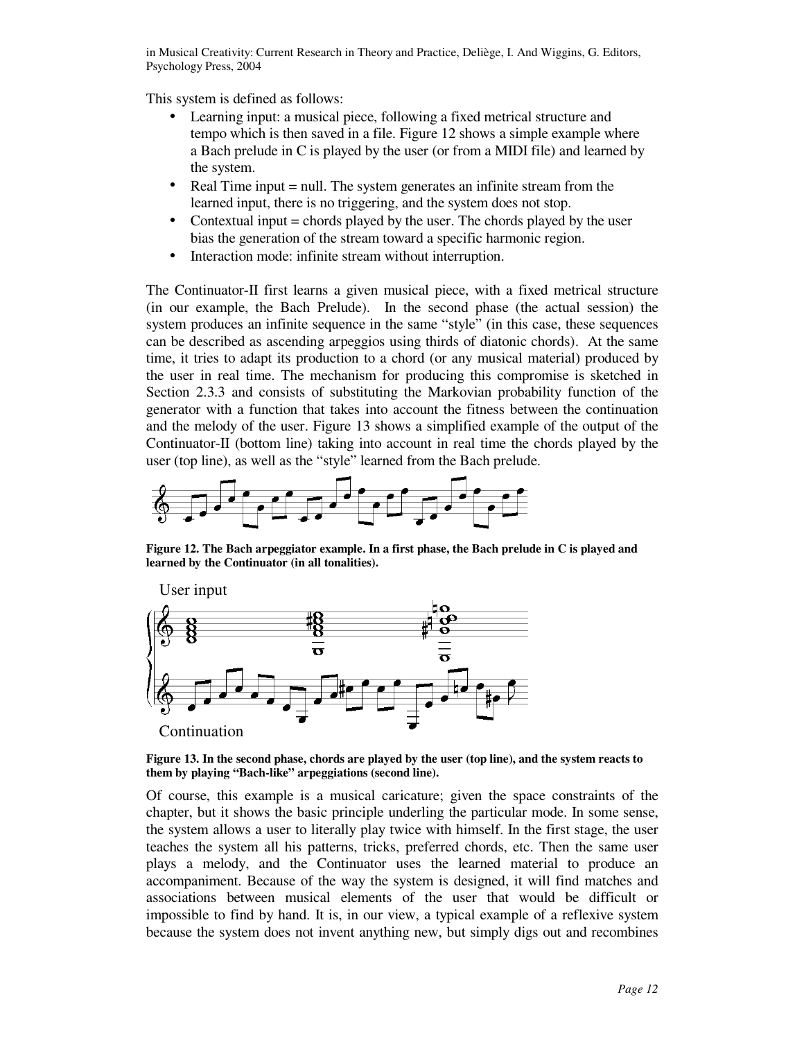This system is defined as follows:

- Learning input: a musical piece, following a fixed metrical structure and tempo which is then saved in a file. Figure 12 shows a simple example where a Bach prelude in C is played by the user (or from a MIDI file) and learned by the system.
- Real Time input = null. The system generates an infinite stream from the learned input, there is no triggering, and the system does not stop.
- Contextual input = chords played by the user. The chords played by the user bias the generation of the stream toward a specific harmonic region.
- Interaction mode: infinite stream without interruption.

The Continuator-II first learns a given musical piece, with a fixed metrical structure (in our example, the Bach Prelude). In the second phase (the actual session) the system produces an infinite sequence in the same "style" (in this case, these sequences can be described as ascending arpeggios using thirds of diatonic chords). At the same time, it tries to adapt its production to a chord (or any musical material) produced by the user in real time. The mechanism for producing this compromise is sketched in Section 2.3.3 and consists of substituting the Markovian probability function of the generator with a function that takes into account the fitness between the continuation and the melody of the user. Figure 13 shows a simplified example of the output of the Continuator-II (bottom line) taking into account in real time the chords played by the user (top line), as well as the "style" learned from the Bach prelude.

**Figure 12. The Bach arpeggiator example. In a first phase, the Bach prelude in C is played and learned by the Continuator (in all tonalities).**

User input

Continuation

**Figure 13. In the second phase, chords are played by the user (top line), and the system reacts to them by playing "Bach-like" arpeggiations (second line).**

Of course, this example is a musical caricature; given the space constraints of the chapter, but it shows the basic principle underling the particular mode. In some sense, the system allows a user to literally play twice with himself. In the first stage, the user teaches the system all his patterns, tricks, preferred chords, etc. Then the same user plays a melody, and the Continuator uses the learned material to produce an accompaniment. Because of the way the system is designed, it will find matches and associations between musical elements of the user that would be difficult or impossible to find by hand. It is, in our view, a typical example of a reflexive system because the system does not invent anything new, but simply digs out and recombines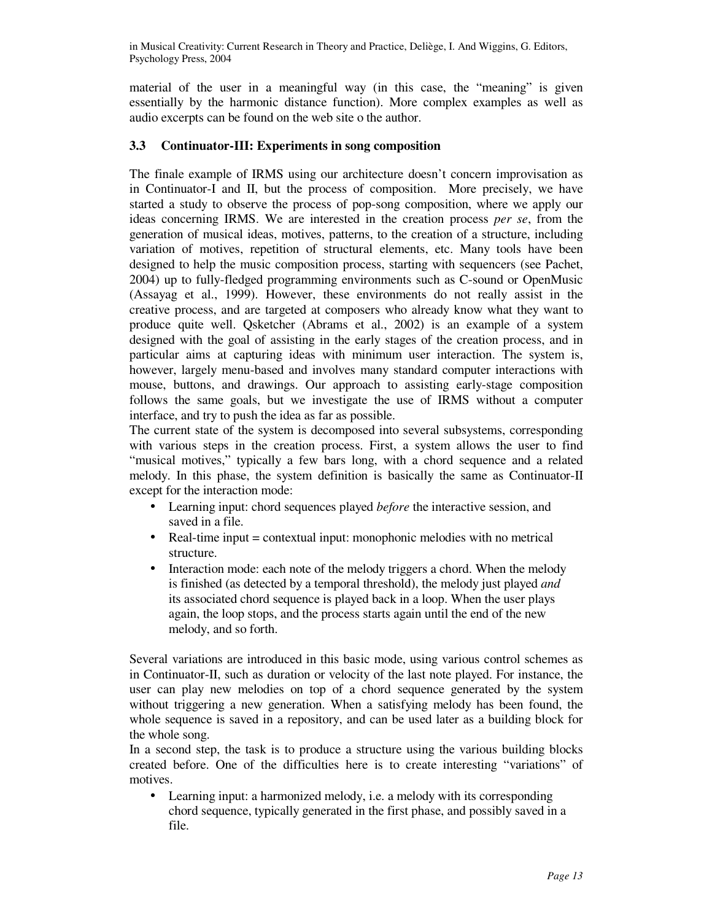material of the user in a meaningful way (in this case, the "meaning" is given essentially by the harmonic distance function). More complex examples as well as audio excerpts can be found on the web site o the author.

### 3.3 Continuator-III: Experiments in song composition

The finale example of IRMS using our architecture doesn't concern improvisation as in Continuator-I and II, but the process of composition. More precisely, we have started a study to observe the process of pop-song composition, where we apply our ideas concerning IRMS. We are interested in the creation process *per se*, from the generation of musical ideas, motives, patterns, to the creation of a structure, including variation of motives, repetition of structural elements, etc. Many tools have been designed to help the music composition process, starting with sequencers (see Pachet, 2004) up to fully-fledged programming environments such as C-sound or OpenMusic (Assayag et al., 1999). However, these environments do not really assist in the creative process, and are targeted at composers who already know what they want to produce quite well. Qsketcher (Abrams et al., 2002) is an example of a system designed with the goal of assisting in the early stages of the creation process, and in particular aims at capturing ideas with minimum user interaction. The system is, however, largely menu-based and involves many standard computer interactions with mouse, buttons, and drawings. Our approach to assisting early-stage composition follows the same goals, but we investigate the use of IRMS without a computer interface, and try to push the idea as far as possible.

The current state of the system is decomposed into several subsystems, corresponding with various steps in the creation process. First, a system allows the user to find "musical motives," typically a few bars long, with a chord sequence and a related melody. In this phase, the system definition is basically the same as Continuator-II except for the interaction mode:

- Learning input: chord sequences played *before* the interactive session, and saved in a file.
- Real-time input = contextual input: monophonic melodies with no metrical structure.
- Interaction mode: each note of the melody triggers a chord. When the melody is finished (as detected by a temporal threshold), the melody just played *and* its associated chord sequence is played back in a loop. When the user plays again, the loop stops, and the process starts again until the end of the new melody, and so forth.

Several variations are introduced in this basic mode, using various control schemes as in Continuator-II, such as duration or velocity of the last note played. For instance, the user can play new melodies on top of a chord sequence generated by the system without triggering a new generation. When a satisfying melody has been found, the whole sequence is saved in a repository, and can be used later as a building block for the whole song.

In a second step, the task is to produce a structure using the various building blocks created before. One of the difficulties here is to create interesting "variations" of motives.

- Learning input: a harmonized melody, i.e. a melody with its corresponding chord sequence, typically generated in the first phase, and possibly saved in a file.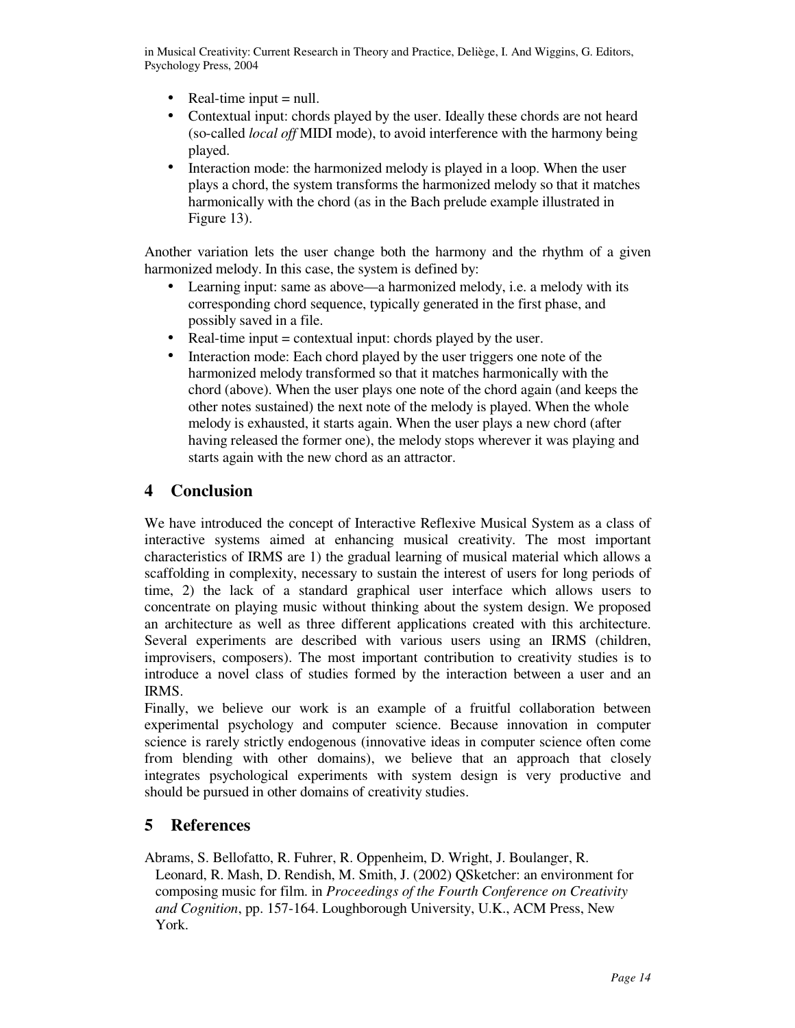- Real-time input = null.
- Contextual input: chords played by the user. Ideally these chords are not heard (so-called *local off* MIDI mode), to avoid interference with the harmony being played.
- Interaction mode: the harmonized melody is played in a loop. When the user plays a chord, the system transforms the harmonized melody so that it matches harmonically with the chord (as in the Bach prelude example illustrated in Figure 13).

Another variation lets the user change both the harmony and the rhythm of a given harmonized melody. In this case, the system is defined by:

- Learning input: same as above—a harmonized melody, i.e. a melody with its corresponding chord sequence, typically generated in the first phase, and possibly saved in a file.
- Real-time input = contextual input: chords played by the user.
- Interaction mode: Each chord played by the user triggers one note of the harmonized melody transformed so that it matches harmonically with the chord (above). When the user plays one note of the chord again (and keeps the other notes sustained) the next note of the melody is played. When the whole melody is exhausted, it starts again. When the user plays a new chord (after having released the former one), the melody stops wherever it was playing and starts again with the new chord as an attractor.

# 4 Conclusion

We have introduced the concept of Interactive Reflexive Musical System as a class of interactive systems aimed at enhancing musical creativity. The most important characteristics of IRMS are 1) the gradual learning of musical material which allows a scaffolding in complexity, necessary to sustain the interest of users for long periods of time, 2) the lack of a standard graphical user interface which allows users to concentrate on playing music without thinking about the system design. We proposed an architecture as well as three different applications created with this architecture. Several experiments are described with various users using an IRMS (children, improvisers, composers). The most important contribution to creativity studies is to introduce a novel class of studies formed by the interaction between a user and an IRMS.

Finally, we believe our work is an example of a fruitful collaboration between experimental psychology and computer science. Because innovation in computer science is rarely strictly endogenous (innovative ideas in computer science often come from blending with other domains), we believe that an approach that closely integrates psychological experiments with system design is very productive and should be pursued in other domains of creativity studies.

# 5 References

Abrams, S. Bellofatto, R. Fuhrer, R. Oppenheim, D. Wright, J. Boulanger, R. Leonard, R. Mash, D. Rendish, M. Smith, J. (2002) QSketcher: an environment for composing music for film. in *Proceedings of the Fourth Conference on Creativity and Cognition*, pp. 157-164. Loughborough University, U.K., ACM Press, New York.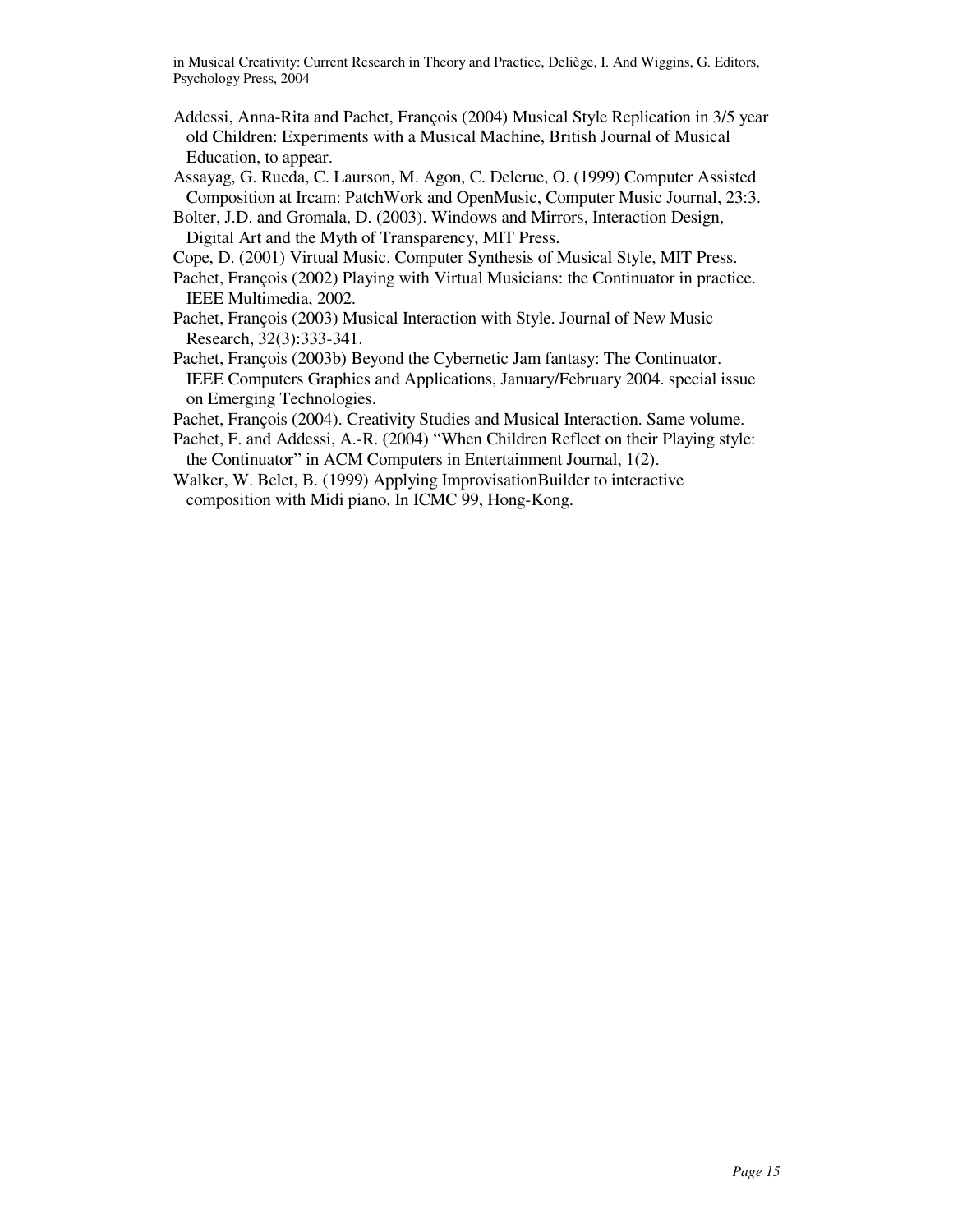Addessi, Anna-Rita and Pachet, François (2004) Musical Style Replication in 3/5 year old Children: Experiments with a Musical Machine, British Journal of Musical Education, to appear.

Assayag, G. Rueda, C. Laurson, M. Agon, C. Delerue, O. (1999) Computer Assisted Composition at Ircam: PatchWork and OpenMusic, Computer Music Journal, 23:3.

Bolter, J.D. and Gromala, D. (2003). Windows and Mirrors, Interaction Design, Digital Art and the Myth of Transparency, MIT Press.

Cope, D. (2001) Virtual Music. Computer Synthesis of Musical Style, MIT Press.

Pachet, François (2002) Playing with Virtual Musicians: the Continuator in practice. IEEE Multimedia, 2002.

Pachet, François (2003) Musical Interaction with Style. Journal of New Music Research, 32(3):333-341.

Pachet, François (2003b) Beyond the Cybernetic Jam fantasy: The Continuator. IEEE Computers Graphics and Applications, January/February 2004. special issue on Emerging Technologies.

Pachet, François (2004). Creativity Studies and Musical Interaction. Same volume.

Pachet, F. and Addessi, A.-R. (2004) "When Children Reflect on their Playing style: the Continuator" in ACM Computers in Entertainment Journal, 1(2).

Walker, W. Belet, B. (1999) Applying ImprovisationBuilder to interactive composition with Midi piano. In ICMC 99, Hong-Kong.